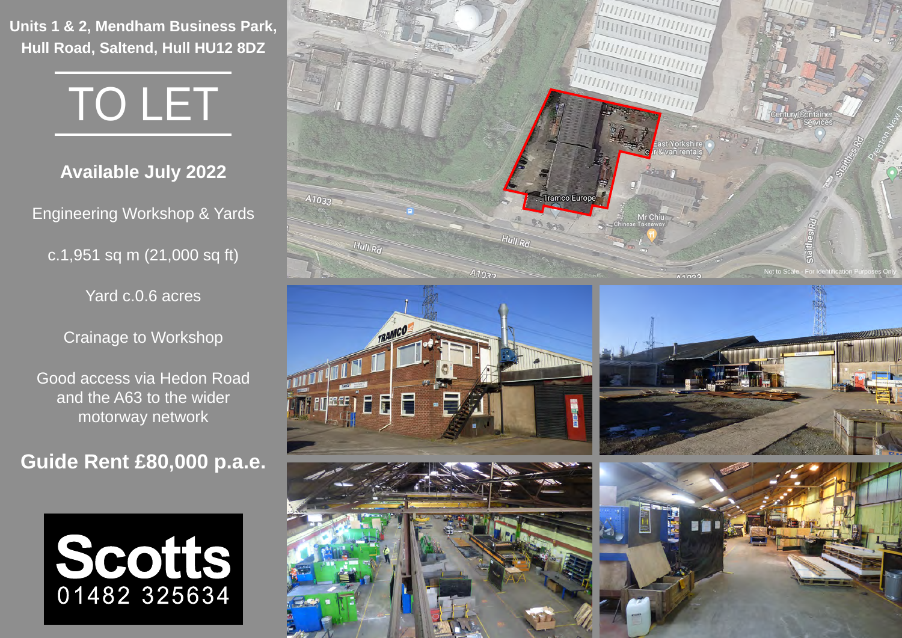**Units 1 & 2, Mendham Business Park, Hull Road, Saltend, Hull HU12 8DZ**

# TO LET

**Available July 2022**

Engineering Workshop & Yards

c.1,951 sq m (21,000 sq ft)

Yard c.0.6 acres

Crainage to Workshop

Good access via Hedon Road and the A63 to the wider motorway network

**Guide Rent £80,000 p.a.e.**

**Scotts**
01482 325634

Not to Scale - For Identification Purposes Only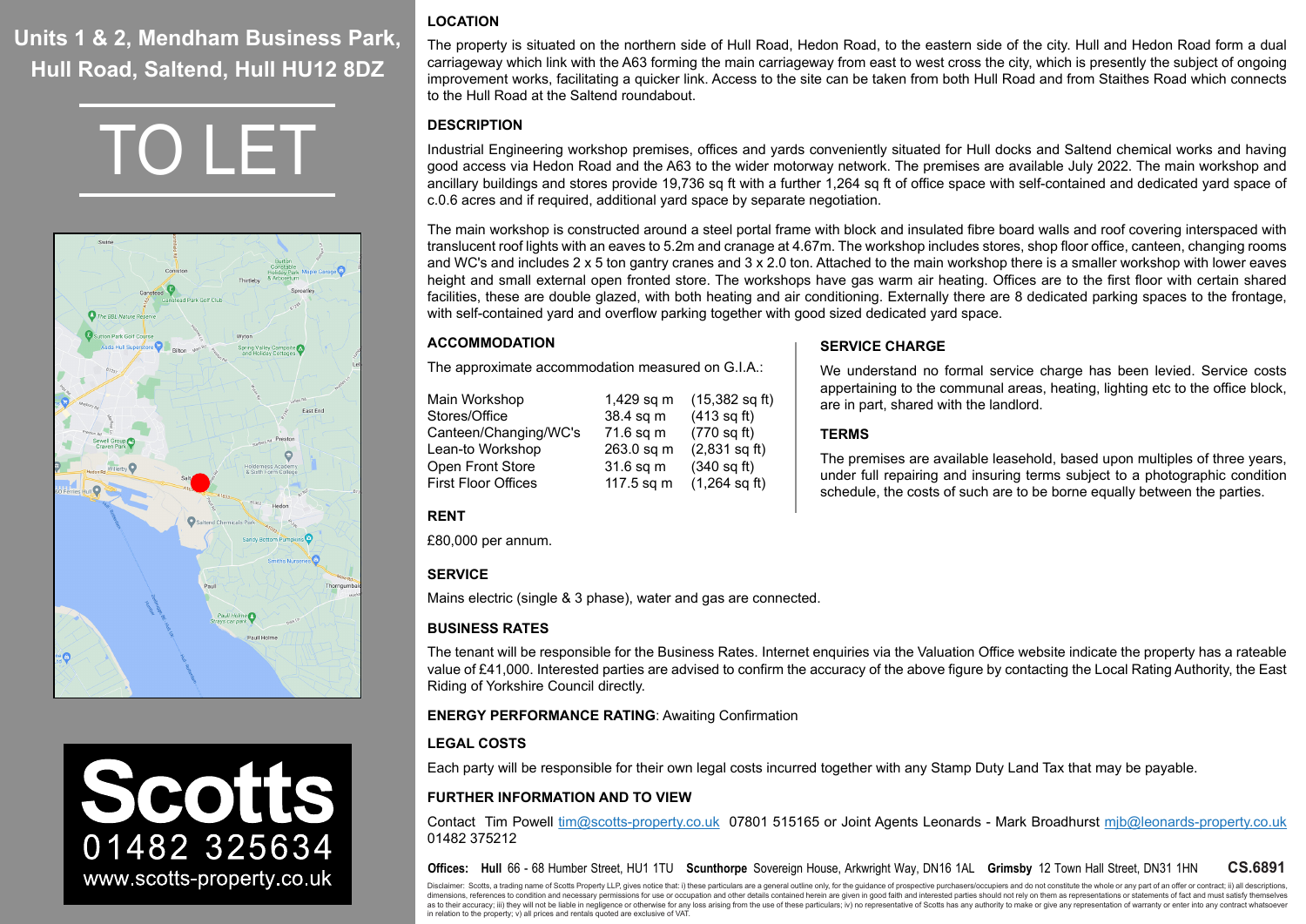# Units 1 & 2, Mendham Business Park, Hull Road, Saltend, Hull HU12 8DZ

## TO LET

**Scotts**
01482 325634
www.scotts-property.co.uk

### LOCATION

The property is situated on the northern side of Hull Road, Hedon Road, to the eastern side of the city. Hull and Hedon Road form a dual carriageway which link with the A63 forming the main carriageway from east to west cross the city, which is presently the subject of ongoing improvement works, facilitating a quicker link. Access to the site can be taken from both Hull Road and from Staithes Road which connects to the Hull Road at the Saltend roundabout.

### DESCRIPTION

Industrial Engineering workshop premises, offices and yards conveniently situated for Hull docks and Saltend chemical works and having good access via Hedon Road and the A63 to the wider motorway network. The premises are available July 2022. The main workshop and ancillary buildings and stores provide 19,736 sq ft with a further 1,264 sq ft of office space with self-contained and dedicated yard space of c.0.6 acres and if required, additional yard space by separate negotiation.

The main workshop is constructed around a steel portal frame with block and insulated fibre board walls and roof covering interspaced with translucent roof lights with an eaves to 5.2m and cranage at 4.67m. The workshop includes stores, shop floor office, canteen, changing rooms and WC's and includes 2 x 5 ton gantry cranes and 3 x 2.0 ton. Attached to the main workshop there is a smaller workshop with lower eaves height and small external open fronted store. The workshops have gas warm air heating. Offices are to the first floor with certain shared facilities, these are double glazed, with both heating and air conditioning. Externally there are 8 dedicated parking spaces to the frontage, with self-contained yard and overflow parking together with good sized dedicated yard space.

### ACCOMMODATION

The approximate accommodation measured on G.I.A.:

| | | |
|---|---|---|
| Main Workshop | 1,429 sq m | (15,382 sq ft) |
| Stores/Office | 38.4 sq m | (413 sq ft) |
| Canteen/Changing/WC's | 71.6 sq m | (770 sq ft) |
| Lean-to Workshop | 263.0 sq m | (2,831 sq ft) |
| Open Front Store | 31.6 sq m | (340 sq ft) |
| First Floor Offices | 117.5 sq m | (1,264 sq ft) |

### SERVICE CHARGE

We understand no formal service charge has been levied. Service costs appertaining to the communal areas, heating, lighting etc to the office block, are in part, shared with the landlord.

### TERMS

The premises are available leasehold, based upon multiples of three years, under full repairing and insuring terms subject to a photographic condition schedule, the costs of such are to be borne equally between the parties.

### RENT

£80,000 per annum.

### SERVICE

Mains electric (single & 3 phase), water and gas are connected.

### BUSINESS RATES

The tenant will be responsible for the Business Rates. Internet enquiries via the Valuation Office website indicate the property has a rateable value of £41,000. Interested parties are advised to confirm the accuracy of the above figure by contacting the Local Rating Authority, the East Riding of Yorkshire Council directly.

**ENERGY PERFORMANCE RATING**: Awaiting Confirmation

### LEGAL COSTS

Each party will be responsible for their own legal costs incurred together with any Stamp Duty Land Tax that may be payable.

### FURTHER INFORMATION AND TO VIEW

Contact Tim Powell tim@scotts-property.co.uk 07801 515165 or Joint Agents Leonards - Mark Broadhurst mjb@leonards-property.co.uk 01482 375212

**Offices: Hull** 66 - 68 Humber Street, HU1 1TU **Scunthorpe** Sovereign House, Arkwright Way, DN16 1AL **Grimsby** 12 Town Hall Street, DN31 1HN **CS.6891**

Disclaimer: Scotts, a trading name of Scotts Property LLP, gives notice that: i) these particulars are a general outline only, for the guidance of prospective purchasers/occupiers and do not constitute the whole or any part of an offer or contract; ii) all descriptions, dimensions, references to condition and necessary permissions for use or occupation and other details contained herein are given in good faith and interested parties should not rely on them as representations or statements of fact and must satisfy themselves as to their accuracy; iii) they will not be liable in negligence or otherwise for any loss arising from the use of these particulars; iv) no representative of Scotts has any authority to make or give any representation of warranty or enter into any contract whatsoever in relation to the property; v) all prices and rentals quoted are exclusive of VAT.